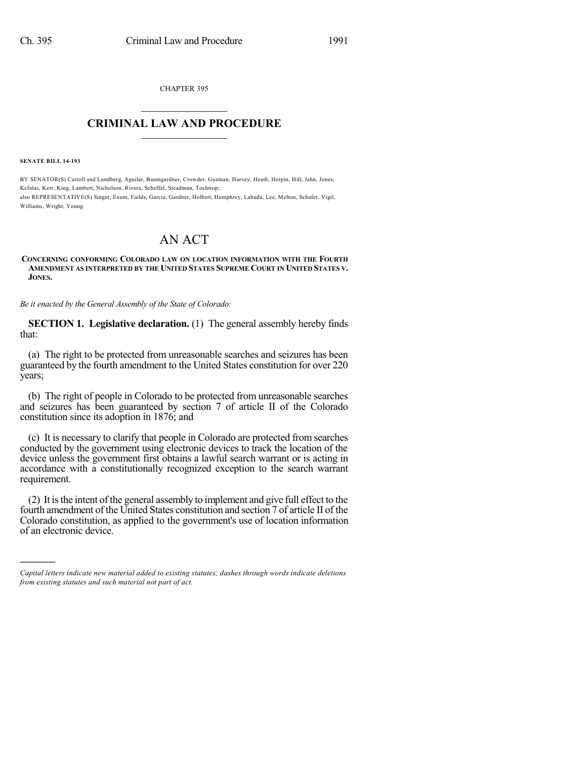CHAPTER 395

# CRIMINAL LAW AND PROCEDURE

**SENATE BILL 14-193**

BY SENATOR(S) Carroll and Lundberg, Aguilar, Baumgardner, Crowder, Guzman, Harvey, Heath, Herpin, Hill, Jahn, Jones, Kefalas, Kerr, King, Lambert, Nicholson, Rivera, Scheffel, Steadman, Tochtrop;
also REPRESENTATIVE(S) Singer, Exum, Fields, Garcia, Gardner, Holbert, Humphrey, Labuda, Lee, Melton, Schafer, Vigil, Williams, Wright, Young.

# AN ACT

**CONCERNING CONFORMING COLORADO LAW ON LOCATION INFORMATION WITH THE FOURTH AMENDMENT AS INTERPRETED BY THE UNITED STATES SUPREME COURT IN UNITED STATES V. JONES.**

*Be it enacted by the General Assembly of the State of Colorado:*

**SECTION 1. Legislative declaration.** (1) The general assembly hereby finds that:

(a) The right to be protected from unreasonable searches and seizures has been guaranteed by the fourth amendment to the United States constitution for over 220 years;

(b) The right of people in Colorado to be protected from unreasonable searches and seizures has been guaranteed by section 7 of article II of the Colorado constitution since its adoption in 1876; and

(c) It is necessary to clarify that people in Colorado are protected from searches conducted by the government using electronic devices to track the location of the device unless the government first obtains a lawful search warrant or is acting in accordance with a constitutionally recognized exception to the search warrant requirement.

(2) It is the intent of the general assembly to implement and give full effect to the fourth amendment of the United States constitution and section 7 of article II of the Colorado constitution, as applied to the government's use of location information of an electronic device.

---

*Capital letters indicate new material added to existing statutes; dashes through words indicate deletions from existing statutes and such material not part of act.*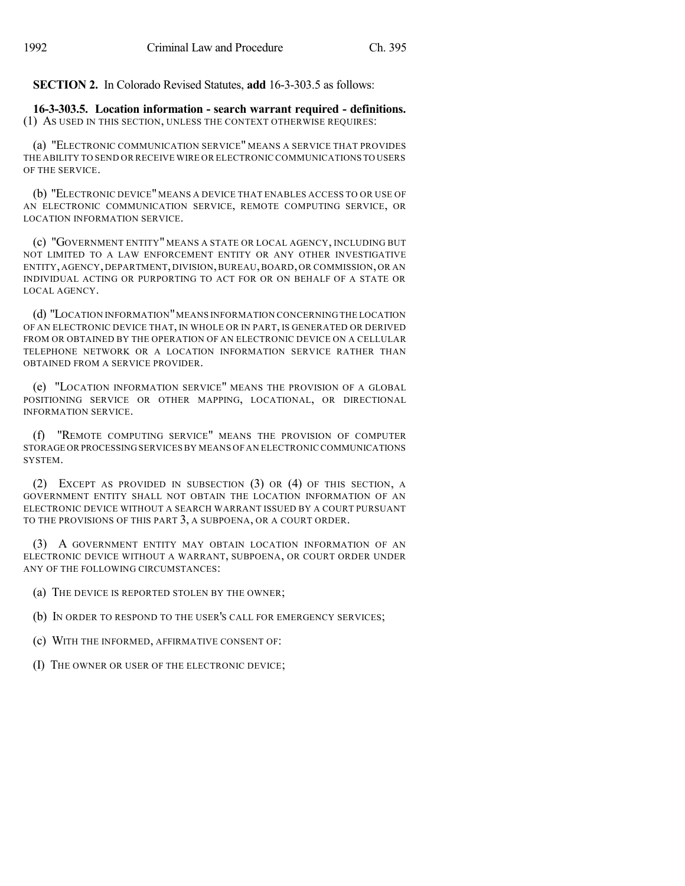**SECTION 2.** In Colorado Revised Statutes, **add** 16-3-303.5 as follows:

**16-3-303.5. Location information - search warrant required - definitions.** (1) AS USED IN THIS SECTION, UNLESS THE CONTEXT OTHERWISE REQUIRES:

(a) "ELECTRONIC COMMUNICATION SERVICE" MEANS A SERVICE THAT PROVIDES THE ABILITY TO SEND OR RECEIVE WIRE OR ELECTRONIC COMMUNICATIONS TO USERS OF THE SERVICE.

(b) "ELECTRONIC DEVICE" MEANS A DEVICE THAT ENABLES ACCESS TO OR USE OF AN ELECTRONIC COMMUNICATION SERVICE, REMOTE COMPUTING SERVICE, OR LOCATION INFORMATION SERVICE.

(c) "GOVERNMENT ENTITY" MEANS A STATE OR LOCAL AGENCY, INCLUDING BUT NOT LIMITED TO A LAW ENFORCEMENT ENTITY OR ANY OTHER INVESTIGATIVE ENTITY, AGENCY, DEPARTMENT, DIVISION, BUREAU, BOARD, OR COMMISSION, OR AN INDIVIDUAL ACTING OR PURPORTING TO ACT FOR OR ON BEHALF OF A STATE OR LOCAL AGENCY.

(d) "LOCATION INFORMATION" MEANS INFORMATION CONCERNING THE LOCATION OF AN ELECTRONIC DEVICE THAT, IN WHOLE OR IN PART, IS GENERATED OR DERIVED FROM OR OBTAINED BY THE OPERATION OF AN ELECTRONIC DEVICE ON A CELLULAR TELEPHONE NETWORK OR A LOCATION INFORMATION SERVICE RATHER THAN OBTAINED FROM A SERVICE PROVIDER.

(e) "LOCATION INFORMATION SERVICE" MEANS THE PROVISION OF A GLOBAL POSITIONING SERVICE OR OTHER MAPPING, LOCATIONAL, OR DIRECTIONAL INFORMATION SERVICE.

(f) "REMOTE COMPUTING SERVICE" MEANS THE PROVISION OF COMPUTER STORAGE OR PROCESSING SERVICES BY MEANS OF AN ELECTRONIC COMMUNICATIONS SYSTEM.

(2) EXCEPT AS PROVIDED IN SUBSECTION (3) OR (4) OF THIS SECTION, A GOVERNMENT ENTITY SHALL NOT OBTAIN THE LOCATION INFORMATION OF AN ELECTRONIC DEVICE WITHOUT A SEARCH WARRANT ISSUED BY A COURT PURSUANT TO THE PROVISIONS OF THIS PART 3, A SUBPOENA, OR A COURT ORDER.

(3) A GOVERNMENT ENTITY MAY OBTAIN LOCATION INFORMATION OF AN ELECTRONIC DEVICE WITHOUT A WARRANT, SUBPOENA, OR COURT ORDER UNDER ANY OF THE FOLLOWING CIRCUMSTANCES:

(a) THE DEVICE IS REPORTED STOLEN BY THE OWNER;

(b) IN ORDER TO RESPOND TO THE USER'S CALL FOR EMERGENCY SERVICES;

(c) WITH THE INFORMED, AFFIRMATIVE CONSENT OF:

(I) THE OWNER OR USER OF THE ELECTRONIC DEVICE;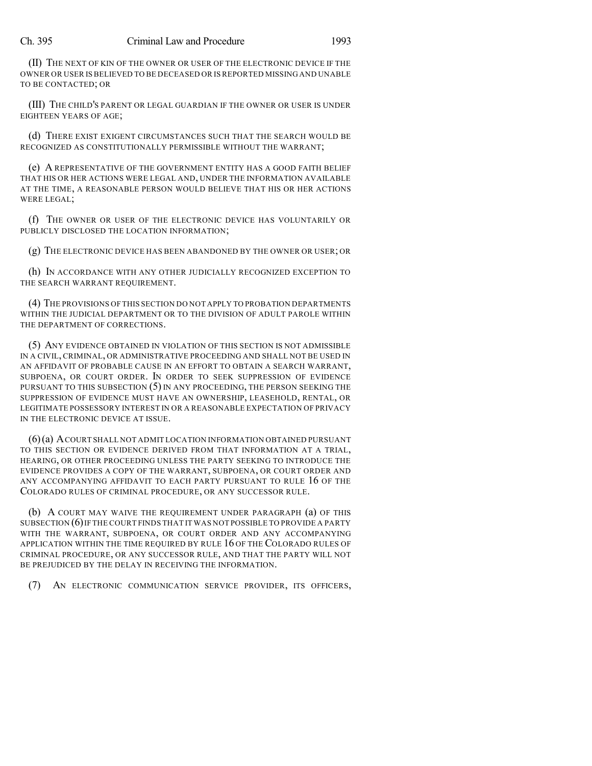(II) THE NEXT OF KIN OF THE OWNER OR USER OF THE ELECTRONIC DEVICE IF THE OWNER OR USER IS BELIEVED TO BE DECEASED OR IS REPORTED MISSING AND UNABLE TO BE CONTACTED; OR

(III) THE CHILD'S PARENT OR LEGAL GUARDIAN IF THE OWNER OR USER IS UNDER EIGHTEEN YEARS OF AGE;

(d) THERE EXIST EXIGENT CIRCUMSTANCES SUCH THAT THE SEARCH WOULD BE RECOGNIZED AS CONSTITUTIONALLY PERMISSIBLE WITHOUT THE WARRANT;

(e) A REPRESENTATIVE OF THE GOVERNMENT ENTITY HAS A GOOD FAITH BELIEF THAT HIS OR HER ACTIONS WERE LEGAL AND, UNDER THE INFORMATION AVAILABLE AT THE TIME, A REASONABLE PERSON WOULD BELIEVE THAT HIS OR HER ACTIONS WERE LEGAL;

(f) THE OWNER OR USER OF THE ELECTRONIC DEVICE HAS VOLUNTARILY OR PUBLICLY DISCLOSED THE LOCATION INFORMATION;

(g) THE ELECTRONIC DEVICE HAS BEEN ABANDONED BY THE OWNER OR USER; OR

(h) IN ACCORDANCE WITH ANY OTHER JUDICIALLY RECOGNIZED EXCEPTION TO THE SEARCH WARRANT REQUIREMENT.

(4) THE PROVISIONS OF THIS SECTION DO NOT APPLY TO PROBATION DEPARTMENTS WITHIN THE JUDICIAL DEPARTMENT OR TO THE DIVISION OF ADULT PAROLE WITHIN THE DEPARTMENT OF CORRECTIONS.

(5) ANY EVIDENCE OBTAINED IN VIOLATION OF THIS SECTION IS NOT ADMISSIBLE IN A CIVIL, CRIMINAL, OR ADMINISTRATIVE PROCEEDING AND SHALL NOT BE USED IN AN AFFIDAVIT OF PROBABLE CAUSE IN AN EFFORT TO OBTAIN A SEARCH WARRANT, SUBPOENA, OR COURT ORDER. IN ORDER TO SEEK SUPPRESSION OF EVIDENCE PURSUANT TO THIS SUBSECTION (5) IN ANY PROCEEDING, THE PERSON SEEKING THE SUPPRESSION OF EVIDENCE MUST HAVE AN OWNERSHIP, LEASEHOLD, RENTAL, OR LEGITIMATE POSSESSORY INTEREST IN OR A REASONABLE EXPECTATION OF PRIVACY IN THE ELECTRONIC DEVICE AT ISSUE.

(6) (a) A COURT SHALL NOT ADMIT LOCATION INFORMATION OBTAINED PURSUANT TO THIS SECTION OR EVIDENCE DERIVED FROM THAT INFORMATION AT A TRIAL, HEARING, OR OTHER PROCEEDING UNLESS THE PARTY SEEKING TO INTRODUCE THE EVIDENCE PROVIDES A COPY OF THE WARRANT, SUBPOENA, OR COURT ORDER AND ANY ACCOMPANYING AFFIDAVIT TO EACH PARTY PURSUANT TO RULE 16 OF THE COLORADO RULES OF CRIMINAL PROCEDURE, OR ANY SUCCESSOR RULE.

(b) A COURT MAY WAIVE THE REQUIREMENT UNDER PARAGRAPH (a) OF THIS SUBSECTION (6) IF THE COURT FINDS THAT IT WAS NOT POSSIBLE TO PROVIDE A PARTY WITH THE WARRANT, SUBPOENA, OR COURT ORDER AND ANY ACCOMPANYING APPLICATION WITHIN THE TIME REQUIRED BY RULE 16 OF THE COLORADO RULES OF CRIMINAL PROCEDURE, OR ANY SUCCESSOR RULE, AND THAT THE PARTY WILL NOT BE PREJUDICED BY THE DELAY IN RECEIVING THE INFORMATION.

(7) AN ELECTRONIC COMMUNICATION SERVICE PROVIDER, ITS OFFICERS,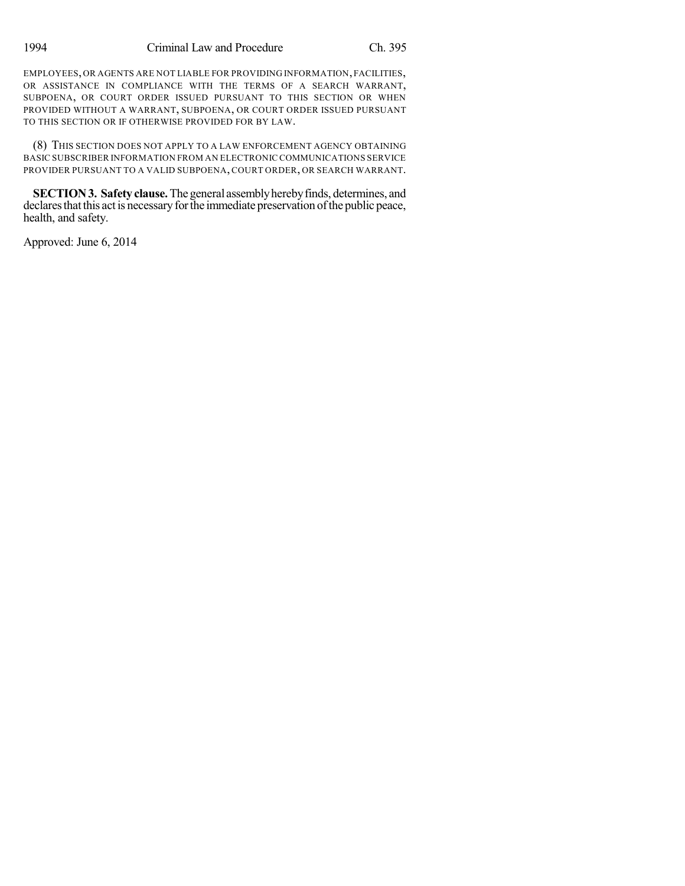EMPLOYEES, OR AGENTS ARE NOT LIABLE FOR PROVIDING INFORMATION, FACILITIES, OR ASSISTANCE IN COMPLIANCE WITH THE TERMS OF A SEARCH WARRANT, SUBPOENA, OR COURT ORDER ISSUED PURSUANT TO THIS SECTION OR WHEN PROVIDED WITHOUT A WARRANT, SUBPOENA, OR COURT ORDER ISSUED PURSUANT TO THIS SECTION OR IF OTHERWISE PROVIDED FOR BY LAW.

(8) THIS SECTION DOES NOT APPLY TO A LAW ENFORCEMENT AGENCY OBTAINING BASIC SUBSCRIBER INFORMATION FROM AN ELECTRONIC COMMUNICATIONS SERVICE PROVIDER PURSUANT TO A VALID SUBPOENA, COURT ORDER, OR SEARCH WARRANT.

**SECTION 3. Safety clause.** The general assembly hereby finds, determines, and declares that this act is necessary for the immediate preservation of the public peace, health, and safety.

Approved: June 6, 2014